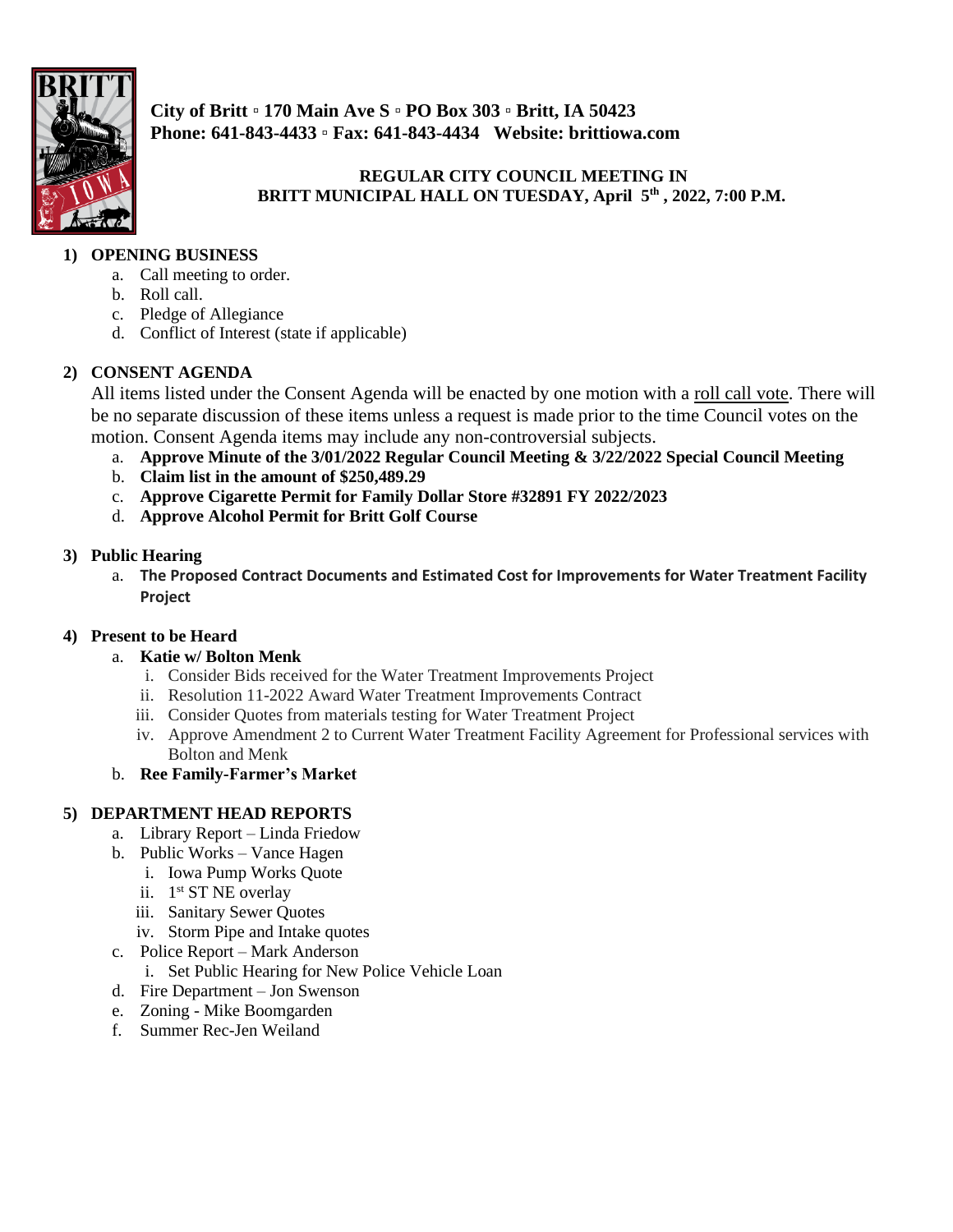**City of Britt ▫ 170 Main Ave S ▫ PO Box 303 ▫ Britt, IA 50423**
**Phone: 641-843-4433 ▫ Fax: 641-843-4434 Website: brittiowa.com**

**REGULAR CITY COUNCIL MEETING IN BRITT MUNICIPAL HALL ON TUESDAY, April 5th , 2022, 7:00 P.M.**

1) **OPENING BUSINESS**
   a. Call meeting to order.
   b. Roll call.
   c. Pledge of Allegiance
   d. Conflict of Interest (state if applicable)

2) **CONSENT AGENDA**

   All items listed under the Consent Agenda will be enacted by one motion with a roll call vote. There will be no separate discussion of these items unless a request is made prior to the time Council votes on the motion. Consent Agenda items may include any non-controversial subjects.
   a. **Approve Minute of the 3/01/2022 Regular Council Meeting & 3/22/2022 Special Council Meeting**
   b. **Claim list in the amount of $250,489.29**
   c. **Approve Cigarette Permit for Family Dollar Store #32891 FY 2022/2023**
   d. **Approve Alcohol Permit for Britt Golf Course**

3) **Public Hearing**
   a. **The Proposed Contract Documents and Estimated Cost for Improvements for Water Treatment Facility Project**

4) **Present to be Heard**
   a. **Katie w/ Bolton Menk**
      i. Consider Bids received for the Water Treatment Improvements Project
      ii. Resolution 11-2022 Award Water Treatment Improvements Contract
      iii. Consider Quotes from materials testing for Water Treatment Project
      iv. Approve Amendment 2 to Current Water Treatment Facility Agreement for Professional services with Bolton and Menk
   b. **Ree Family-Farmer's Market**

5) **DEPARTMENT HEAD REPORTS**
   a. Library Report – Linda Friedow
   b. Public Works – Vance Hagen
      i. Iowa Pump Works Quote
      ii. 1st ST NE overlay
      iii. Sanitary Sewer Quotes
      iv. Storm Pipe and Intake quotes
   c. Police Report – Mark Anderson
      i. Set Public Hearing for New Police Vehicle Loan
   d. Fire Department – Jon Swenson
   e. Zoning - Mike Boomgarden
   f. Summer Rec-Jen Weiland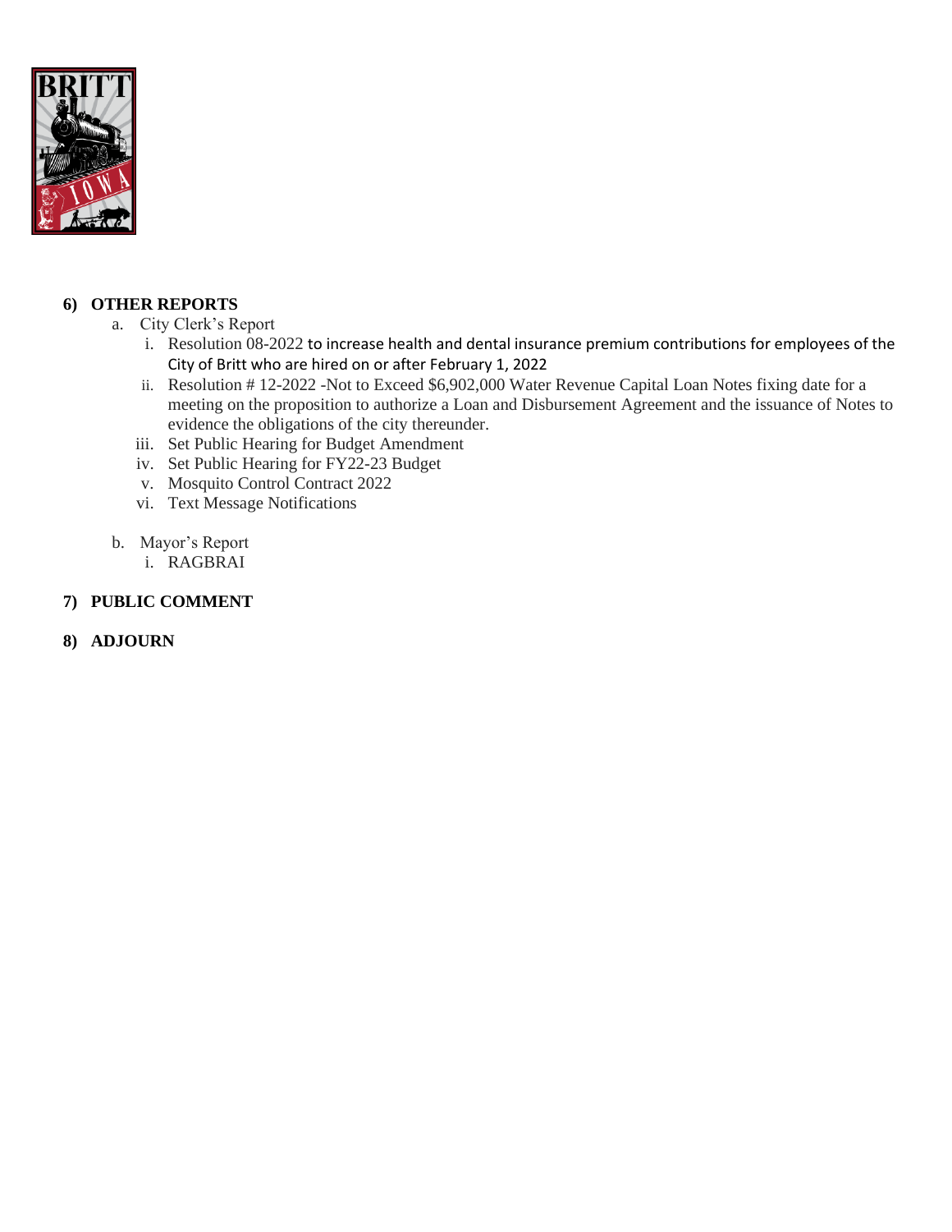**6) OTHER REPORTS**

a. City Clerk's Report

   i. Resolution 08-2022 to increase health and dental insurance premium contributions for employees of the City of Britt who are hired on or after February 1, 2022

   ii. Resolution # 12-2022 -Not to Exceed $6,902,000 Water Revenue Capital Loan Notes fixing date for a meeting on the proposition to authorize a Loan and Disbursement Agreement and the issuance of Notes to evidence the obligations of the city thereunder.

   iii. Set Public Hearing for Budget Amendment

   iv. Set Public Hearing for FY22-23 Budget

   v. Mosquito Control Contract 2022

   vi. Text Message Notifications

b. Mayor's Report

   i. RAGBRAI

**7) PUBLIC COMMENT**

**8) ADJOURN**